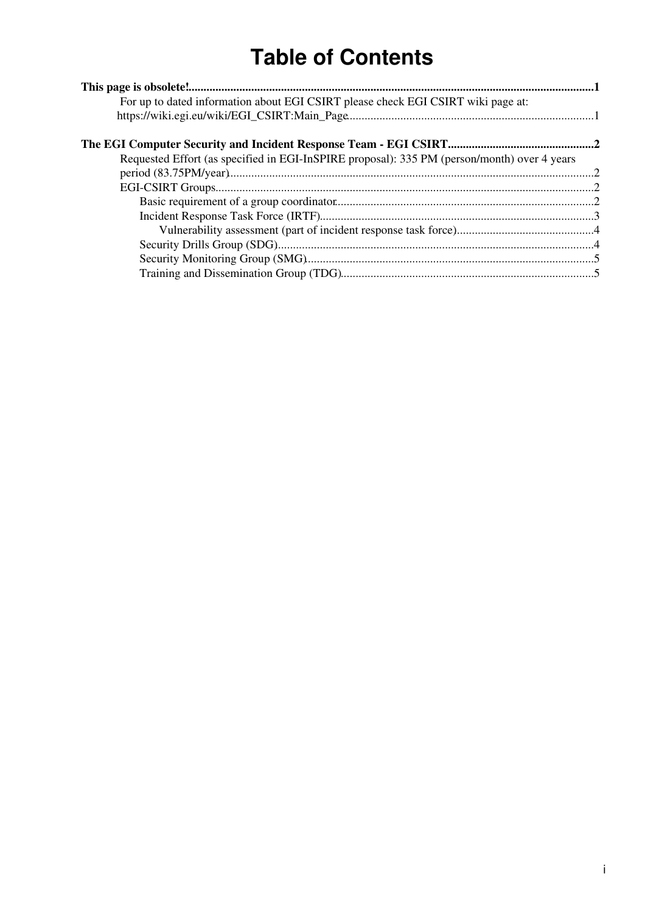# Table of Contents

**This page is obsolete!**......1

- For up to dated information about EGI CSIRT please check EGI CSIRT wiki page at: https://wiki.egi.eu/wiki/EGI_CSIRT:Main_Page......1

**The EGI Computer Security and Incident Response Team - EGI CSIRT**......2

- Requested Effort (as specified in EGI-InSPIRE proposal): 335 PM (person/month) over 4 years period (83.75PM/year)......2
- EGI-CSIRT Groups......2
  - Basic requirement of a group coordinator......2
  - Incident Response Task Force (IRTF)......3
    - Vulnerability assessment (part of incident response task force)......4
  - Security Drills Group (SDG)......4
  - Security Monitoring Group (SMG)......5
  - Training and Dissemination Group (TDG)......5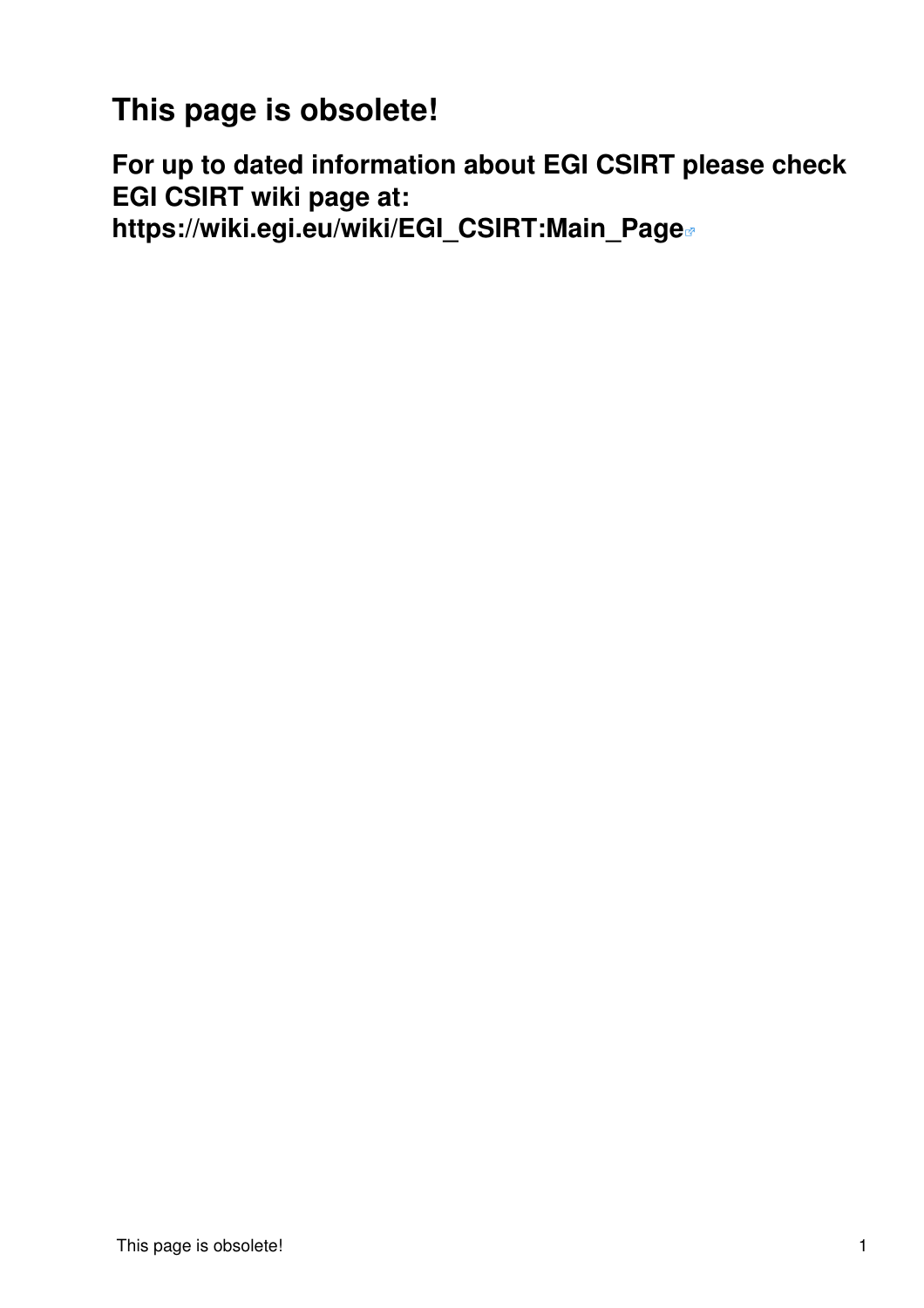# This page is obsolete!

## For up to dated information about EGI CSIRT please check EGI CSIRT wiki page at: https://wiki.egi.eu/wiki/EGI_CSIRT:Main_Page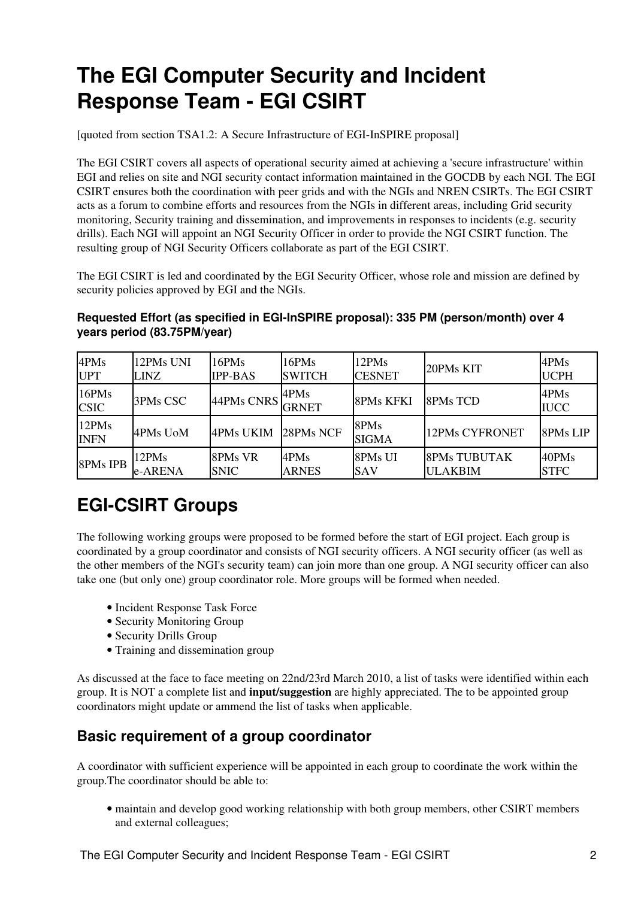# The EGI Computer Security and Incident Response Team - EGI CSIRT

[quoted from section TSA1.2: A Secure Infrastructure of EGI-InSPIRE proposal]

The EGI CSIRT covers all aspects of operational security aimed at achieving a 'secure infrastructure' within EGI and relies on site and NGI security contact information maintained in the GOCDB by each NGI. The EGI CSIRT ensures both the coordination with peer grids and with the NGIs and NREN CSIRTs. The EGI CSIRT acts as a forum to combine efforts and resources from the NGIs in different areas, including Grid security monitoring, Security training and dissemination, and improvements in responses to incidents (e.g. security drills). Each NGI will appoint an NGI Security Officer in order to provide the NGI CSIRT function. The resulting group of NGI Security Officers collaborate as part of the EGI CSIRT.

The EGI CSIRT is led and coordinated by the EGI Security Officer, whose role and mission are defined by security policies approved by EGI and the NGIs.

#### Requested Effort (as specified in EGI-InSPIRE proposal): 335 PM (person/month) over 4 years period (83.75PM/year)

| | | | | | | |
|---|---|---|---|---|---|---|
| 4PMs UPT | 12PMs UNI LINZ | 16PMs IPP-BAS | 16PMs SWITCH | 12PMs CESNET | 20PMs KIT | 4PMs UCPH |
| 16PMs CSIC | 3PMs CSC | 44PMs CNRS | 4PMs GRNET | 8PMs KFKI | 8PMs TCD | 4PMs IUCC |
| 12PMs INFN | 4PMs UoM | 4PMs UKIM | 28PMs NCF | 8PMs SIGMA | 12PMs CYFRONET | 8PMs LIP |
| 8PMs IPB | 12PMs e-ARENA | 8PMs VR SNIC | 4PMs ARNES | 8PMs UI SAV | 8PMs TUBUTAK ULAKBIM | 40PMs STFC |

# EGI-CSIRT Groups

The following working groups were proposed to be formed before the start of EGI project. Each group is coordinated by a group coordinator and consists of NGI security officers. A NGI security officer (as well as the other members of the NGI's security team) can join more than one group. A NGI security officer can also take one (but only one) group coordinator role. More groups will be formed when needed.

- Incident Response Task Force
- Security Monitoring Group
- Security Drills Group
- Training and dissemination group

As discussed at the face to face meeting on 22nd/23rd March 2010, a list of tasks were identified within each group. It is NOT a complete list and **input/suggestion** are highly appreciated. The to be appointed group coordinators might update or ammend the list of tasks when applicable.

## Basic requirement of a group coordinator

A coordinator with sufficient experience will be appointed in each group to coordinate the work within the group.The coordinator should be able to:

- maintain and develop good working relationship with both group members, other CSIRT members and external colleagues;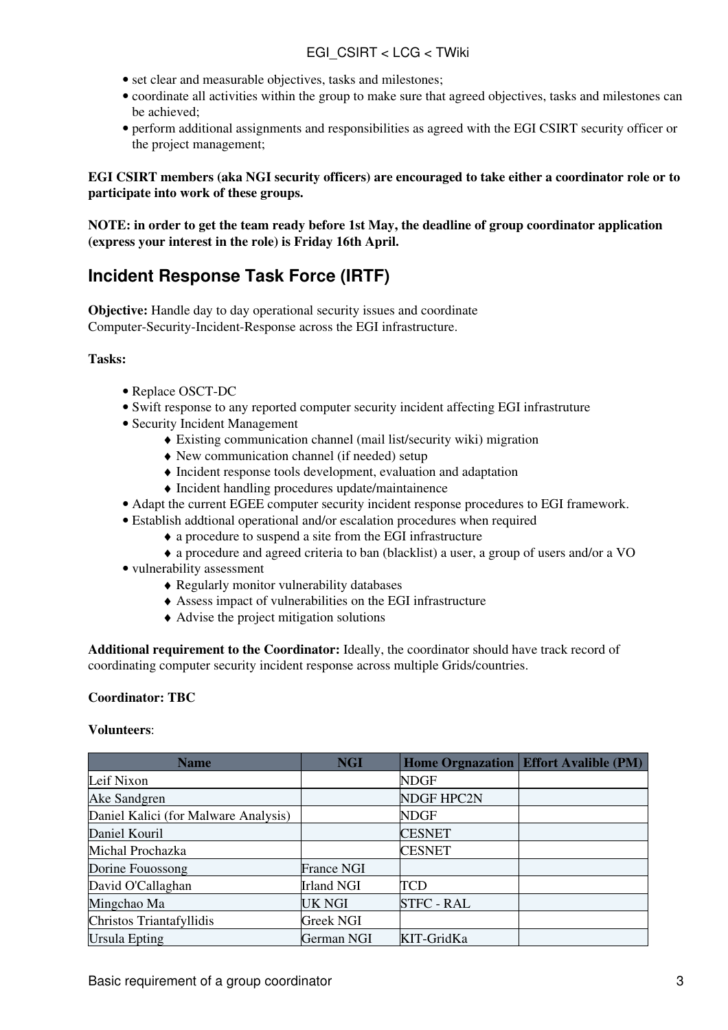- set clear and measurable objectives, tasks and milestones;
- coordinate all activities within the group to make sure that agreed objectives, tasks and milestones can be achieved;
- perform additional assignments and responsibilities as agreed with the EGI CSIRT security officer or the project management;

**EGI CSIRT members (aka NGI security officers) are encouraged to take either a coordinator role or to participate into work of these groups.**

**NOTE: in order to get the team ready before 1st May, the deadline of group coordinator application (express your interest in the role) is Friday 16th April.**

## Incident Response Task Force (IRTF)

**Objective:** Handle day to day operational security issues and coordinate Computer-Security-Incident-Response across the EGI infrastructure.

**Tasks:**

- Replace OSCT-DC
- Swift response to any reported computer security incident affecting EGI infrastruture
- Security Incident Management
    - Existing communication channel (mail list/security wiki) migration
    - New communication channel (if needed) setup
    - Incident response tools development, evaluation and adaptation
    - Incident handling procedures update/maintainence
- Adapt the current EGEE computer security incident response procedures to EGI framework.
- Establish addtional operational and/or escalation procedures when required
    - a procedure to suspend a site from the EGI infrastructure
    - a procedure and agreed criteria to ban (blacklist) a user, a group of users and/or a VO
- vulnerability assessment
    - Regularly monitor vulnerability databases
    - Assess impact of vulnerabilities on the EGI infrastructure
    - Advise the project mitigation solutions

**Additional requirement to the Coordinator:** Ideally, the coordinator should have track record of coordinating computer security incident response across multiple Grids/countries.

**Coordinator: TBC**

**Volunteers**:

| Name | NGI | Home Orgnazation | Effort Avalible (PM) |
|---|---|---|---|
| Leif Nixon | | NDGF | |
| Ake Sandgren | | NDGF HPC2N | |
| Daniel Kalici (for Malware Analysis) | | NDGF | |
| Daniel Kouril | | CESNET | |
| Michal Prochazka | | CESNET | |
| Dorine Fouossong | France NGI | | |
| David O'Callaghan | Irland NGI | TCD | |
| Mingchao Ma | UK NGI | STFC - RAL | |
| Christos Triantafyllidis | Greek NGI | | |
| Ursula Epting | German NGI | KIT-GridKa | |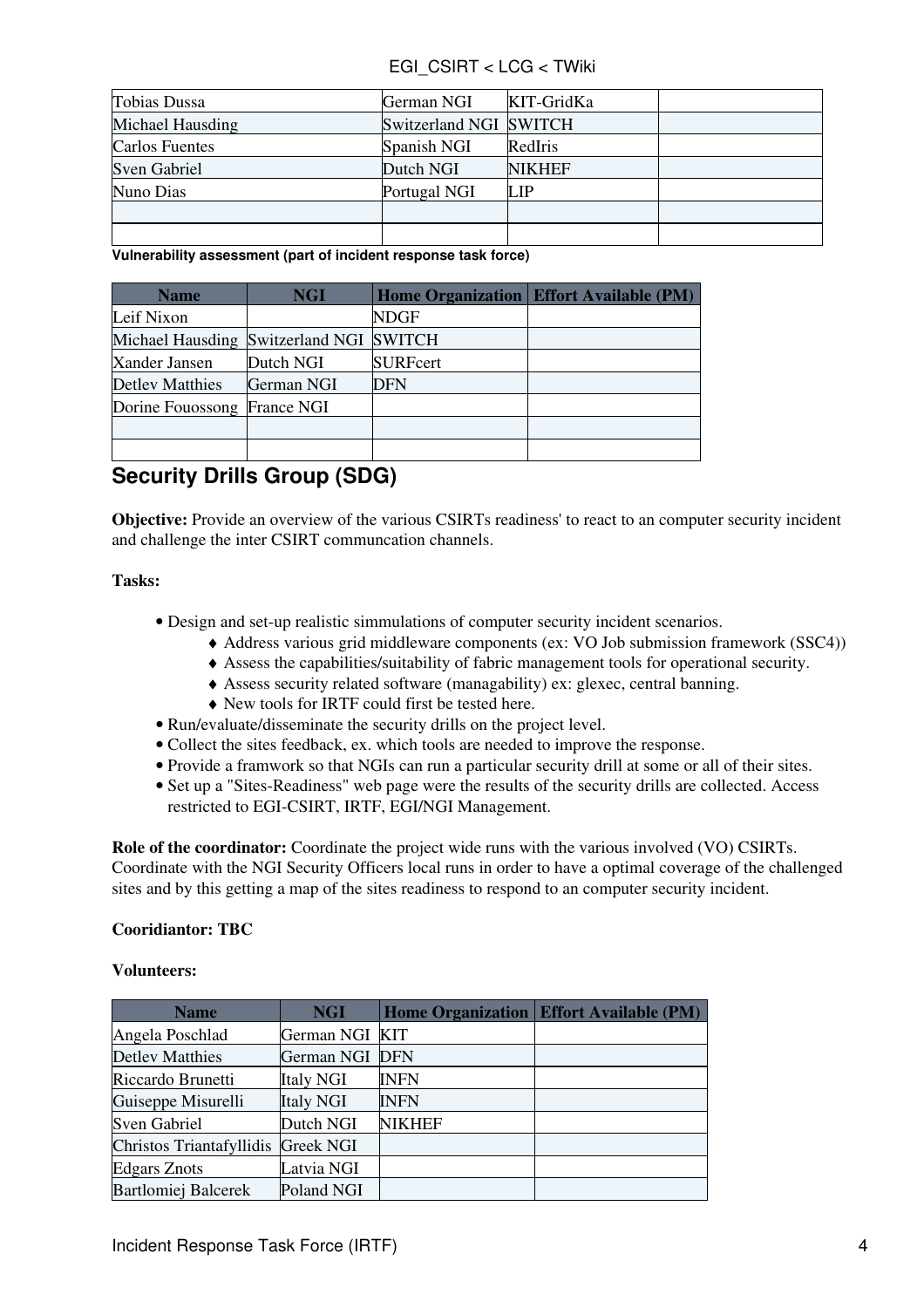| | | | |
|---|---|---|---|
| Tobias Dussa | German NGI | KIT-GridKa | |
| Michael Hausding | Switzerland NGI | SWITCH | |
| Carlos Fuentes | Spanish NGI | RedIris | |
| Sven Gabriel | Dutch NGI | NIKHEF | |
| Nuno Dias | Portugal NGI | LIP | |
| | | | |
| | | | |

**Vulnerability assessment (part of incident response task force)**

| Name | NGI | Home Organization | Effort Available (PM) |
|---|---|---|---|
| Leif Nixon | | NDGF | |
| Michael Hausding | Switzerland NGI | SWITCH | |
| Xander Jansen | Dutch NGI | SURFcert | |
| Detlev Matthies | German NGI | DFN | |
| Dorine Fouossong | France NGI | | |
| | | | |
| | | | |

## Security Drills Group (SDG)

**Objective:** Provide an overview of the various CSIRTs readiness' to react to an computer security incident and challenge the inter CSIRT communcation channels.

**Tasks:**

- Design and set-up realistic simmulations of computer security incident scenarios.
  - Address various grid middleware components (ex: VO Job submission framework (SSC4))
  - Assess the capabilities/suitability of fabric management tools for operational security.
  - Assess security related software (managability) ex: glexec, central banning.
  - New tools for IRTF could first be tested here.
- Run/evaluate/disseminate the security drills on the project level.
- Collect the sites feedback, ex. which tools are needed to improve the response.
- Provide a framwork so that NGIs can run a particular security drill at some or all of their sites.
- Set up a "Sites-Readiness" web page were the results of the security drills are collected. Access restricted to EGI-CSIRT, IRTF, EGI/NGI Management.

**Role of the coordinator:** Coordinate the project wide runs with the various involved (VO) CSIRTs. Coordinate with the NGI Security Officers local runs in order to have a optimal coverage of the challenged sites and by this getting a map of the sites readiness to respond to an computer security incident.

**Cooridiantor: TBC**

**Volunteers:**

| Name | NGI | Home Organization | Effort Available (PM) |
|---|---|---|---|
| Angela Poschlad | German NGI | KIT | |
| Detlev Matthies | German NGI | DFN | |
| Riccardo Brunetti | Italy NGI | INFN | |
| Guiseppe Misurelli | Italy NGI | INFN | |
| Sven Gabriel | Dutch NGI | NIKHEF | |
| Christos Triantafyllidis | Greek NGI | | |
| Edgars Znots | Latvia NGI | | |
| Bartlomiej Balcerek | Poland NGI | | |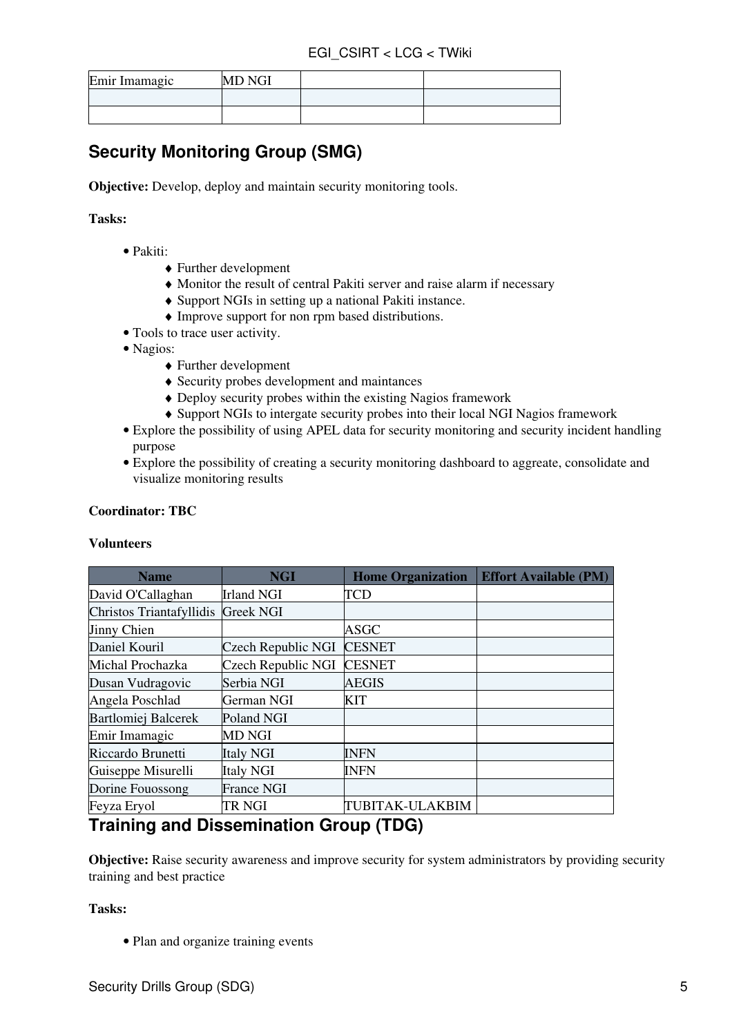| Emir Imamagic | MD NGI | | |
|---|---|---|---|
| | | | |
| | | | |

## Security Monitoring Group (SMG)

**Objective:** Develop, deploy and maintain security monitoring tools.

**Tasks:**

- Pakiti:
    - Further development
    - Monitor the result of central Pakiti server and raise alarm if necessary
    - Support NGIs in setting up a national Pakiti instance.
    - Improve support for non rpm based distributions.
- Tools to trace user activity.
- Nagios:
    - Further development
    - Security probes development and maintances
    - Deploy security probes within the existing Nagios framework
    - Support NGIs to intergate security probes into their local NGI Nagios framework
- Explore the possibility of using APEL data for security monitoring and security incident handling purpose
- Explore the possibility of creating a security monitoring dashboard to aggreate, consolidate and visualize monitoring results

**Coordinator: TBC**

**Volunteers**

| Name | NGI | Home Organization | Effort Available (PM) |
|---|---|---|---|
| David O'Callaghan | Irland NGI | TCD | |
| Christos Triantafyllidis | Greek NGI | | |
| Jinny Chien | | ASGC | |
| Daniel Kouril | Czech Republic NGI | CESNET | |
| Michal Prochazka | Czech Republic NGI | CESNET | |
| Dusan Vudragovic | Serbia NGI | AEGIS | |
| Angela Poschlad | German NGI | KIT | |
| Bartlomiej Balcerek | Poland NGI | | |
| Emir Imamagic | MD NGI | | |
| Riccardo Brunetti | Italy NGI | INFN | |
| Guiseppe Misurelli | Italy NGI | INFN | |
| Dorine Fouossong | France NGI | | |
| Feyza Eryol | TR NGI | TUBITAK-ULAKBIM | |

## Training and Dissemination Group (TDG)

**Objective:** Raise security awareness and improve security for system administrators by providing security training and best practice

**Tasks:**

- Plan and organize training events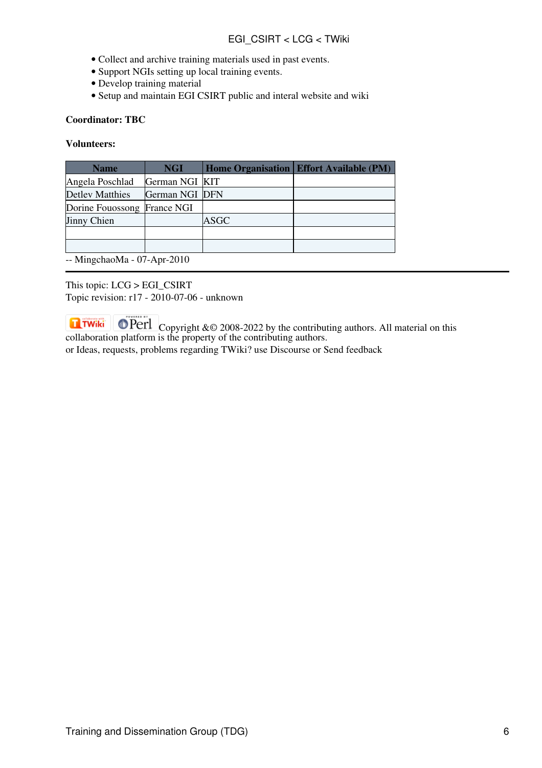- Collect and archive training materials used in past events.
- Support NGIs setting up local training events.
- Develop training material
- Setup and maintain EGI CSIRT public and interal website and wiki

**Coordinator: TBC**

**Volunteers:**

| Name | NGI | Home Organisation | Effort Available (PM) |
|---|---|---|---|
| Angela Poschlad | German NGI | KIT | |
| Detlev Matthies | German NGI | DFN | |
| Dorine Fouossong | France NGI | | |
| Jinny Chien | | ASGC | |
| | | | |
| | | | |

-- MingchaoMa - 07-Apr-2010

---

This topic: LCG > EGI_CSIRT
Topic revision: r17 - 2010-07-06 - unknown

Copyright &© 2008-2022 by the contributing authors. All material on this collaboration platform is the property of the contributing authors.
or Ideas, requests, problems regarding TWiki? use Discourse or Send feedback